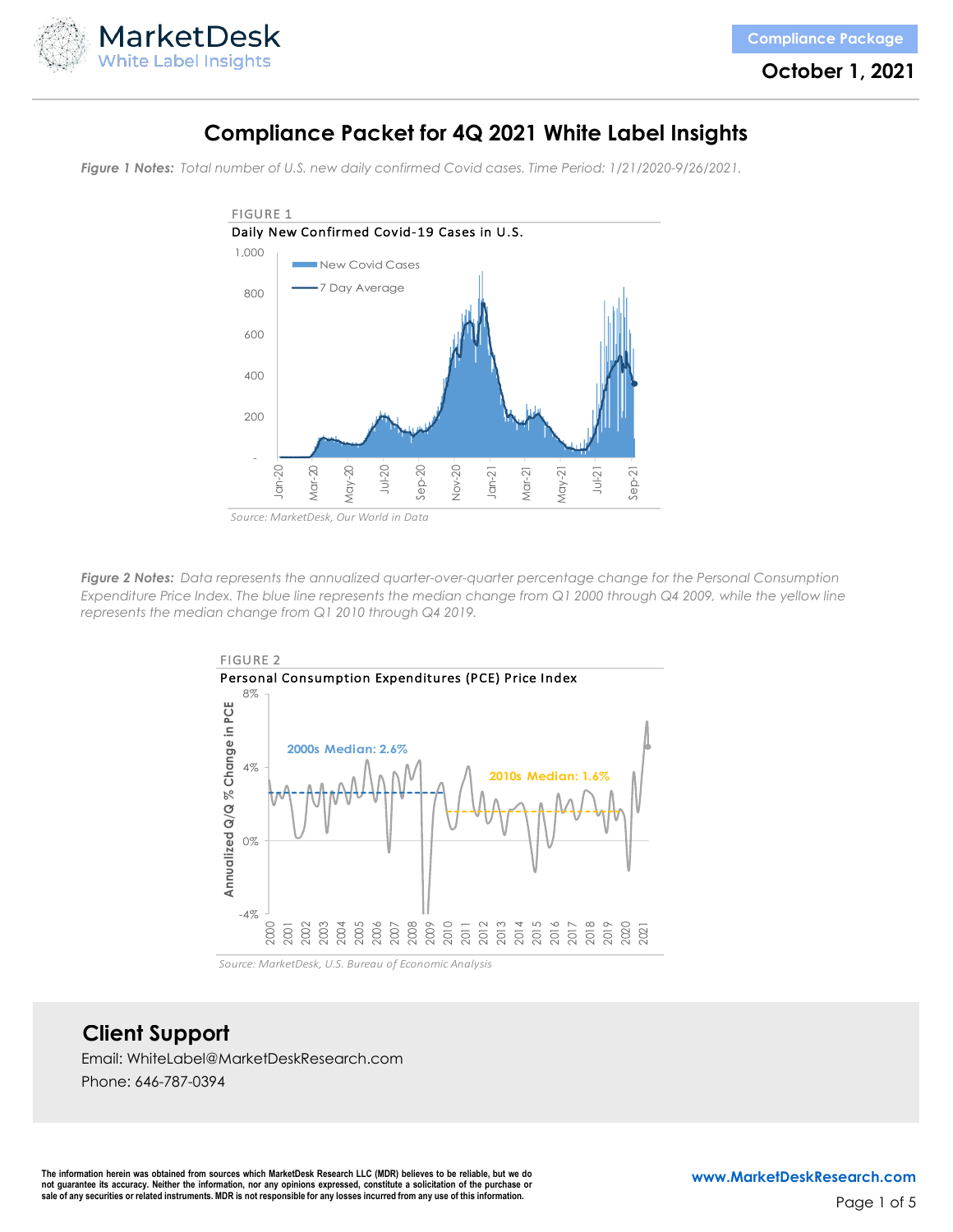# Compliance Packet for 4Q 2021 White Label Insights

Compliance Package

October 1, 2021

***Figure 1 Notes:*** *Total number of U.S. new daily confirmed Covid cases. Time Period: 1/21/2020-9/26/2021.*

FIGURE 1

Daily New Confirmed Covid-19 Cases in U.S.

*Source: MarketDesk, Our World in Data*

***Figure 2 Notes:*** *Data represents the annualized quarter-over-quarter percentage change for the Personal Consumption Expenditure Price Index. The blue line represents the median change from Q1 2000 through Q4 2009, while the yellow line represents the median change from Q1 2010 through Q4 2019.*

FIGURE 2

Personal Consumption Expenditures (PCE) Price Index

*Source: MarketDesk, U.S. Bureau of Economic Analysis*

## Client Support

Email: WhiteLabel@MarketDeskResearch.com

Phone: 646-787-0394

**The information herein was obtained from sources which MarketDesk Research LLC (MDR) believes to be reliable, but we do not guarantee its accuracy. Neither the information, nor any opinions expressed, constitute a solicitation of the purchase or sale of any securities or related instruments. MDR is not responsible for any losses incurred from any use of this information.**

**www.MarketDeskResearch.com**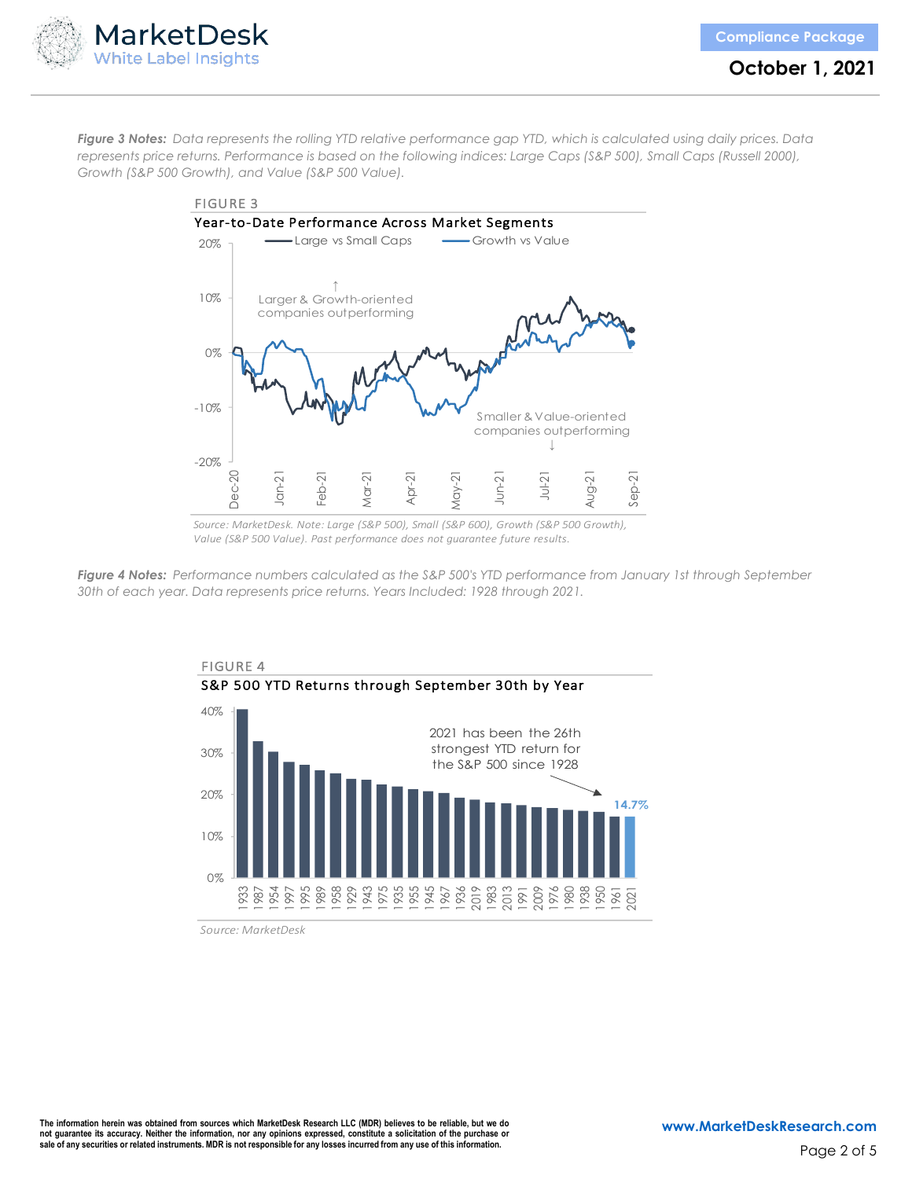***Figure 3 Notes:*** *Data represents the rolling YTD relative performance gap YTD, which is calculated using daily prices. Data represents price returns. Performance is based on the following indices: Large Caps (S&P 500), Small Caps (Russell 2000), Growth (S&P 500 Growth), and Value (S&P 500 Value).*

FIGURE 3

Year-to-Date Performance Across Market Segments

Source: MarketDesk. Note: Large (S&P 500), Small (S&P 600), Growth (S&P 500 Growth), Value (S&P 500 Value). Past performance does not guarantee future results.

***Figure 4 Notes:*** *Performance numbers calculated as the S&P 500's YTD performance from January 1st through September 30th of each year. Data represents price returns. Years Included: 1928 through 2021.*

FIGURE 4

S&P 500 YTD Returns through September 30th by Year

Source: MarketDesk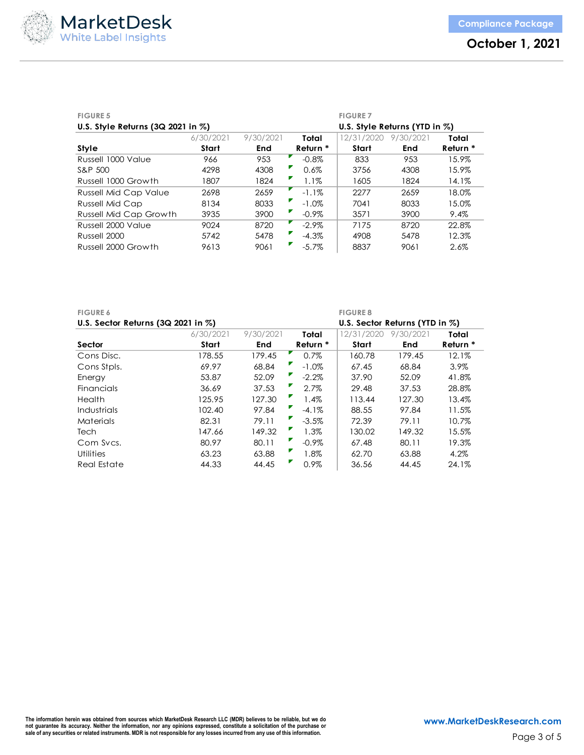**FIGURE 5**

**U.S. Style Returns (3Q 2021 in %)**

| Style | 6/30/2021 Start | 9/30/2021 End | Total Return * |
|---|---|---|---|
| Russell 1000 Value | 966 | 953 | -0.8% |
| S&P 500 | 4298 | 4308 | 0.6% |
| Russell 1000 Growth | 1807 | 1824 | 1.1% |
| Russell Mid Cap Value | 2698 | 2659 | -1.1% |
| Russell Mid Cap | 8134 | 8033 | -1.0% |
| Russell Mid Cap Growth | 3935 | 3900 | -0.9% |
| Russell 2000 Value | 9024 | 8720 | -2.9% |
| Russell 2000 | 5742 | 5478 | -4.3% |
| Russell 2000 Growth | 9613 | 9061 | -5.7% |

**FIGURE 7**

**U.S. Style Returns (YTD in %)**

| Style | 12/31/2020 Start | 9/30/2021 End | Total Return * |
|---|---|---|---|
| Russell 1000 Value | 833 | 953 | 15.9% |
| S&P 500 | 3756 | 4308 | 15.9% |
| Russell 1000 Growth | 1605 | 1824 | 14.1% |
| Russell Mid Cap Value | 2277 | 2659 | 18.0% |
| Russell Mid Cap | 7041 | 8033 | 15.0% |
| Russell Mid Cap Growth | 3571 | 3900 | 9.4% |
| Russell 2000 Value | 7175 | 8720 | 22.8% |
| Russell 2000 | 4908 | 5478 | 12.3% |
| Russell 2000 Growth | 8837 | 9061 | 2.6% |

**FIGURE 6**

**U.S. Sector Returns (3Q 2021 in %)**

| Sector | 6/30/2021 Start | 9/30/2021 End | Total Return * |
|---|---|---|---|
| Cons Disc. | 178.55 | 179.45 | 0.7% |
| Cons Stpls. | 69.97 | 68.84 | -1.0% |
| Energy | 53.87 | 52.09 | -2.2% |
| Financials | 36.69 | 37.53 | 2.7% |
| Health | 125.95 | 127.30 | 1.4% |
| Industrials | 102.40 | 97.84 | -4.1% |
| Materials | 82.31 | 79.11 | -3.5% |
| Tech | 147.66 | 149.32 | 1.3% |
| Com Svcs. | 80.97 | 80.11 | -0.9% |
| Utilities | 63.23 | 63.88 | 1.8% |
| Real Estate | 44.33 | 44.45 | 0.9% |

**FIGURE 8**

**U.S. Sector Returns (YTD in %)**

| Sector | 12/31/2020 Start | 9/30/2021 End | Total Return * |
|---|---|---|---|
| Cons Disc. | 160.78 | 179.45 | 12.1% |
| Cons Stpls. | 67.45 | 68.84 | 3.9% |
| Energy | 37.90 | 52.09 | 41.8% |
| Financials | 29.48 | 37.53 | 28.8% |
| Health | 113.44 | 127.30 | 13.4% |
| Industrials | 88.55 | 97.84 | 11.5% |
| Materials | 72.39 | 79.11 | 10.7% |
| Tech | 130.02 | 149.32 | 15.5% |
| Com Svcs. | 67.48 | 80.11 | 19.3% |
| Utilities | 62.70 | 63.88 | 4.2% |
| Real Estate | 36.56 | 44.45 | 24.1% |

The information herein was obtained from sources which MarketDesk Research LLC (MDR) believes to be reliable, but we do not guarantee its accuracy. Neither the information, nor any opinions expressed, constitute a solicitation of the purchase or sale of any securities or related instruments. MDR is not responsible for any losses incurred from any use of this information.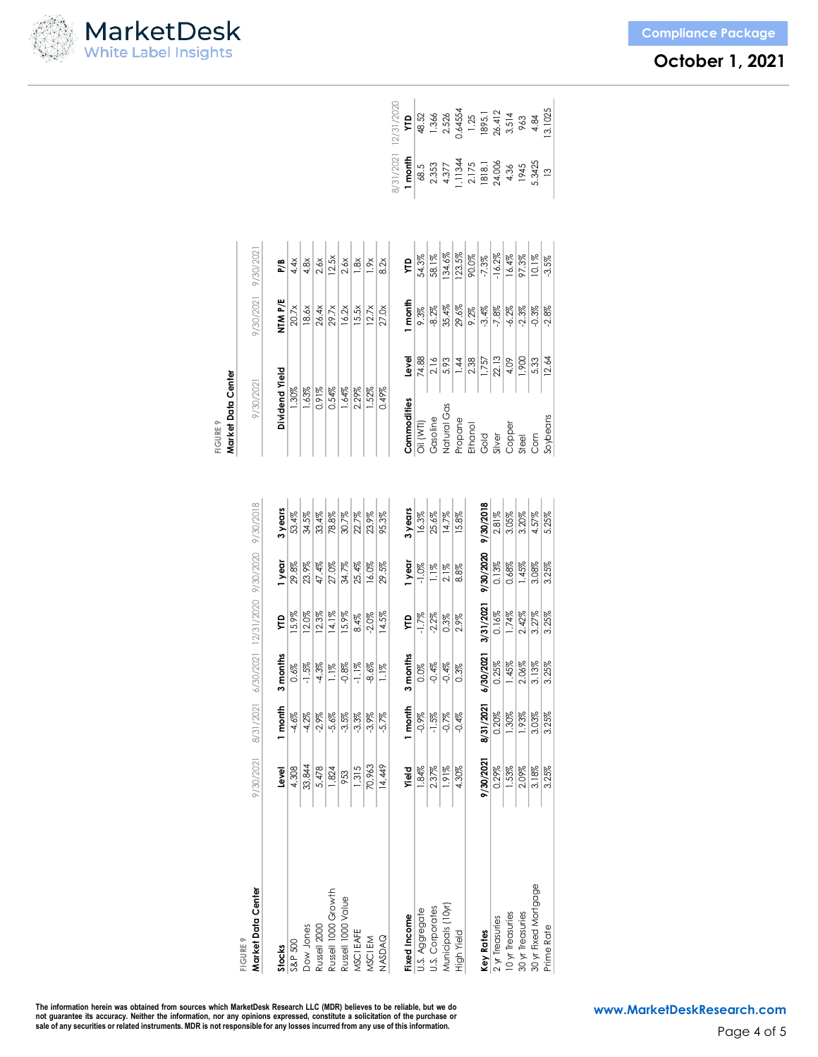FIGURE 9

## Market Data Center

| Stocks | Level | 1 month | 3 months | YTD | 1 year | 3 years |
|---|---|---|---|---|---|---|
| | 9/30/2021 | 8/31/2021 | 6/30/2021 | 12/31/2020 | 9/30/2020 | 9/30/2018 |
| S&P 500 | 4,308 | -4.6% | 0.6% | 15.9% | 29.8% | 53.4% |
| Dow Jones | 33,844 | -4.2% | -1.5% | 12.0% | 23.9% | 34.5% |
| Russell 2000 | 5,478 | -2.9% | -4.3% | 12.3% | 47.4% | 33.4% |
| Russell 1000 Growth | 1,824 | -5.6% | 1.1% | 14.1% | 27.0% | 78.8% |
| Russell 1000 Value | 953 | -3.5% | -0.8% | 15.9% | 34.7% | 30.7% |
| MSCI EAFE | 1,315 | -3.3% | -1.1% | 8.4% | 25.4% | 22.7% |
| MSCI EM | 70,963 | -3.9% | -8.6% | -2.0% | 16.0% | 23.9% |
| NASDAQ | 14,449 | -5.7% | 1.1% | 14.5% | 29.5% | 95.3% |

| Fixed Income | Yield | 1 month | 3 months | YTD | 1 year | 3 years |
|---|---|---|---|---|---|---|
| U.S. Aggregate | 1.84% | -0.9% | 0.0% | -1.7% | -1.0% | 16.3% |
| U.S. Corporates | 2.37% | -1.5% | -0.4% | -2.2% | 1.1% | 25.6% |
| Municipals (10yr) | 1.91% | -0.7% | -0.4% | 0.3% | 2.1% | 14.7% |
| High Yield | 4.30% | -0.4% | 0.3% | 2.9% | 8.8% | 15.8% |

| Key Rates | 9/30/2021 | 8/31/2021 | 6/30/2021 | 3/31/2021 | 9/30/2020 | 9/30/2018 |
|---|---|---|---|---|---|---|
| 2 yr Treasuries | 0.29% | 0.20% | 0.25% | 0.16% | 0.13% | 2.81% |
| 10 yr Treasuries | 1.53% | 1.30% | 1.45% | 1.74% | 0.68% | 3.05% |
| 30 yr Treasuries | 2.09% | 1.93% | 2.06% | 2.42% | 1.45% | 3.20% |
| 30 yr Fixed Mortgage | 3.18% | 3.03% | 3.13% | 3.27% | 3.08% | 4.57% |
| Prime Rate | 3.25% | 3.25% | 3.25% | 3.25% | 3.25% | 5.25% |

FIGURE 9

## Market Data Center

| Stocks | Dividend Yield | NTM P/E | P/B |
|---|---|---|---|
| | 9/30/2021 | 9/30/2021 | 9/30/2021 |
| S&P 500 | 1.30% | 20.7x | 4.4x |
| Dow Jones | 1.63% | 18.6x | 4.8x |
| Russell 2000 | 0.91% | 26.4x | 2.6x |
| Russell 1000 Growth | 0.54% | 29.7x | 12.5x |
| Russell 1000 Value | 1.64% | 16.2x | 2.6x |
| MSCI EAFE | 2.29% | 15.5x | 1.8x |
| MSCI EM | 1.52% | 12.7x | 1.9x |
| NASDAQ | 0.49% | 27.0x | 8.2x |

| Commodities | Level | 1 month | YTD | 1 month (8/31/2021) | YTD (12/31/2020) |
|---|---|---|---|---|---|
| Oil (WTI) | 74.88 | 9.3% | 54.3% | 68.5 | 48.52 |
| Gasoline | 2.16 | -8.2% | 58.1% | 2.353 | 1.366 |
| Natural Gas | 5.93 | 35.4% | 134.6% | 4.377 | 2.526 |
| Propane | 1.44 | 29.6% | 123.5% | 1.11344 | 0.64554 |
| Ethanol | 2.38 | 9.2% | 90.0% | 2.175 | 1.25 |
| Gold | 1,757 | -3.4% | -7.3% | 1818.1 | 1895.1 |
| Silver | 22.13 | -7.8% | -16.2% | 24.006 | 26.412 |
| Copper | 4.09 | -6.2% | 16.4% | 4.36 | 3.514 |
| Steel | 1,900 | -2.3% | 97.3% | 1945 | 963 |
| Corn | 5.33 | -0.3% | 10.1% | 5.3425 | 4.84 |
| Soybeans | 12.64 | -2.8% | -3.5% | 13 | 13.1025 |

The information herein was obtained from sources which MarketDesk Research LLC (MDR) believes to be reliable, but we do not guarantee its accuracy. Neither the information, nor any opinions expressed, constitute a solicitation of the purchase or sale of any securities or related instruments. MDR is not responsible for any losses incurred from any use of this information.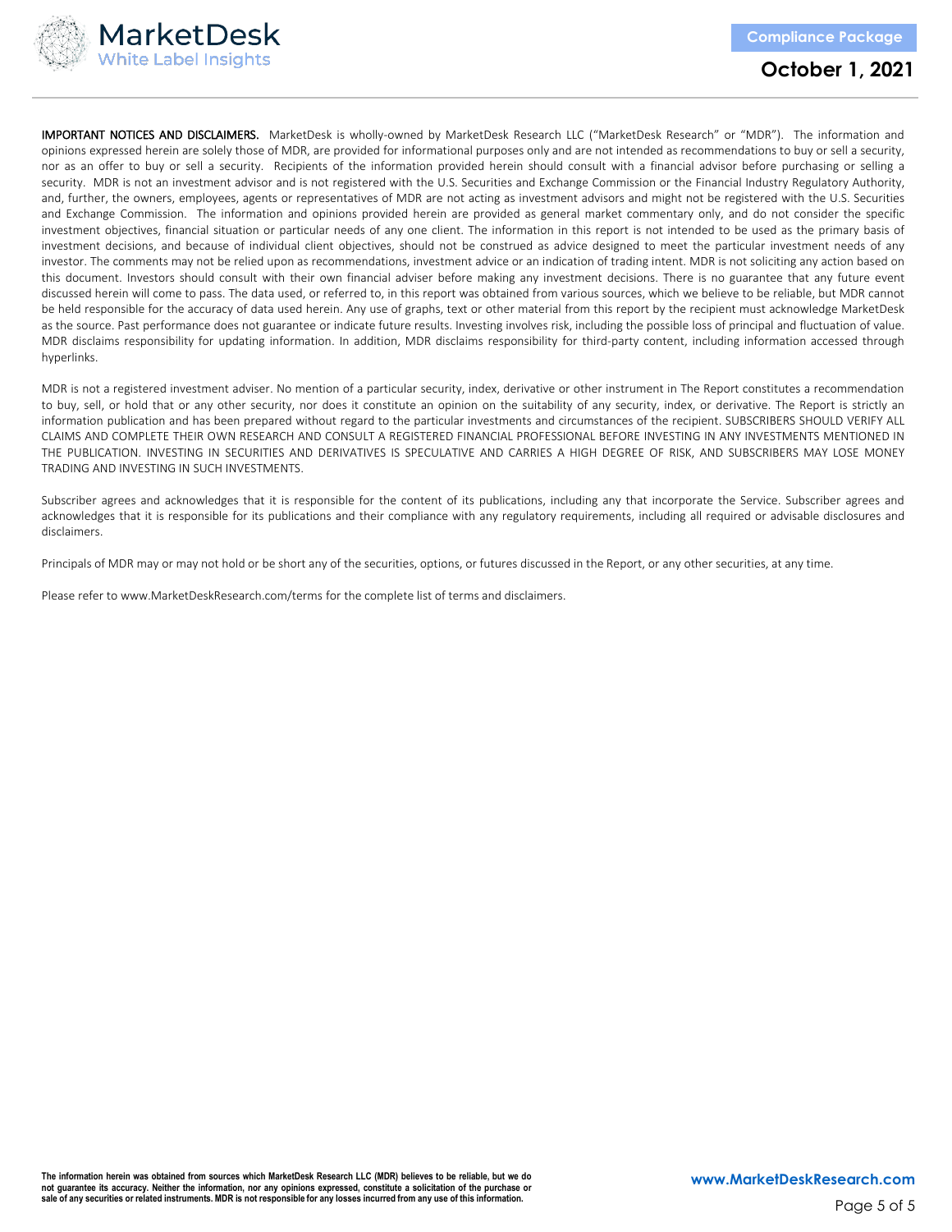**IMPORTANT NOTICES AND DISCLAIMERS.** MarketDesk is wholly-owned by MarketDesk Research LLC ("MarketDesk Research" or "MDR"). The information and opinions expressed herein are solely those of MDR, are provided for informational purposes only and are not intended as recommendations to buy or sell a security, nor as an offer to buy or sell a security. Recipients of the information provided herein should consult with a financial advisor before purchasing or selling a security. MDR is not an investment advisor and is not registered with the U.S. Securities and Exchange Commission or the Financial Industry Regulatory Authority, and, further, the owners, employees, agents or representatives of MDR are not acting as investment advisors and might not be registered with the U.S. Securities and Exchange Commission. The information and opinions provided herein are provided as general market commentary only, and do not consider the specific investment objectives, financial situation or particular needs of any one client. The information in this report is not intended to be used as the primary basis of investment decisions, and because of individual client objectives, should not be construed as advice designed to meet the particular investment needs of any investor. The comments may not be relied upon as recommendations, investment advice or an indication of trading intent. MDR is not soliciting any action based on this document. Investors should consult with their own financial adviser before making any investment decisions. There is no guarantee that any future event discussed herein will come to pass. The data used, or referred to, in this report was obtained from various sources, which we believe to be reliable, but MDR cannot be held responsible for the accuracy of data used herein. Any use of graphs, text or other material from this report by the recipient must acknowledge MarketDesk as the source. Past performance does not guarantee or indicate future results. Investing involves risk, including the possible loss of principal and fluctuation of value. MDR disclaims responsibility for updating information. In addition, MDR disclaims responsibility for third-party content, including information accessed through hyperlinks.

MDR is not a registered investment adviser. No mention of a particular security, index, derivative or other instrument in The Report constitutes a recommendation to buy, sell, or hold that or any other security, nor does it constitute an opinion on the suitability of any security, index, or derivative. The Report is strictly an information publication and has been prepared without regard to the particular investments and circumstances of the recipient. SUBSCRIBERS SHOULD VERIFY ALL CLAIMS AND COMPLETE THEIR OWN RESEARCH AND CONSULT A REGISTERED FINANCIAL PROFESSIONAL BEFORE INVESTING IN ANY INVESTMENTS MENTIONED IN THE PUBLICATION. INVESTING IN SECURITIES AND DERIVATIVES IS SPECULATIVE AND CARRIES A HIGH DEGREE OF RISK, AND SUBSCRIBERS MAY LOSE MONEY TRADING AND INVESTING IN SUCH INVESTMENTS.

Subscriber agrees and acknowledges that it is responsible for the content of its publications, including any that incorporate the Service. Subscriber agrees and acknowledges that it is responsible for its publications and their compliance with any regulatory requirements, including all required or advisable disclosures and disclaimers.

Principals of MDR may or may not hold or be short any of the securities, options, or futures discussed in the Report, or any other securities, at any time.

Please refer to www.MarketDeskResearch.com/terms for the complete list of terms and disclaimers.